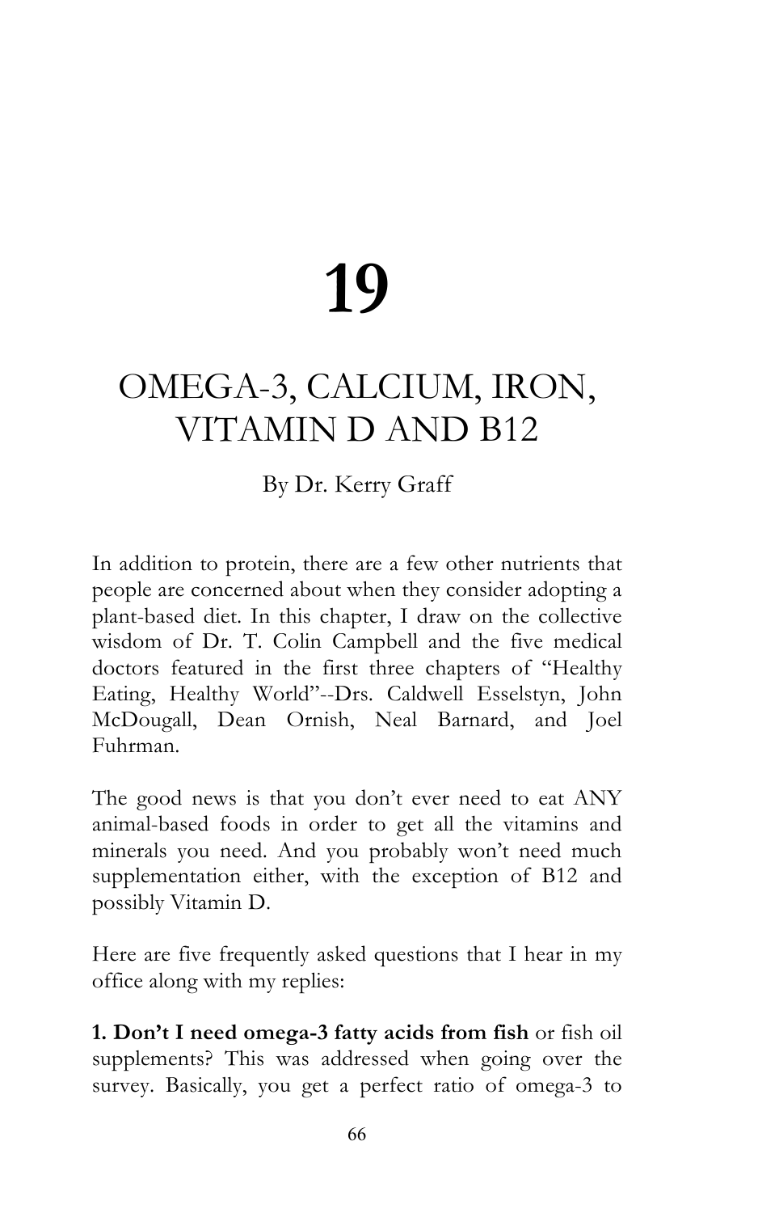# 19

## OMEGA-3, CALCIUM, IRON, VITAMIN D AND B12

By Dr. Kerry Graff

In addition to protein, there are a few other nutrients that people are concerned about when they consider adopting a plant-based diet. In this chapter, I draw on the collective wisdom of Dr. T. Colin Campbell and the five medical doctors featured in the first three chapters of "Healthy Eating, Healthy World"--Drs. Caldwell Esselstyn, John McDougall, Dean Ornish, Neal Barnard, and Joel Fuhrman.

The good news is that you don't ever need to eat ANY animal-based foods in order to get all the vitamins and minerals you need. And you probably won't need much supplementation either, with the exception of B12 and possibly Vitamin D.

Here are five frequently asked questions that I hear in my office along with my replies:

**1. Don't I need omega-3 fatty acids from fish** or fish oil supplements? This was addressed when going over the survey. Basically, you get a perfect ratio of omega-3 to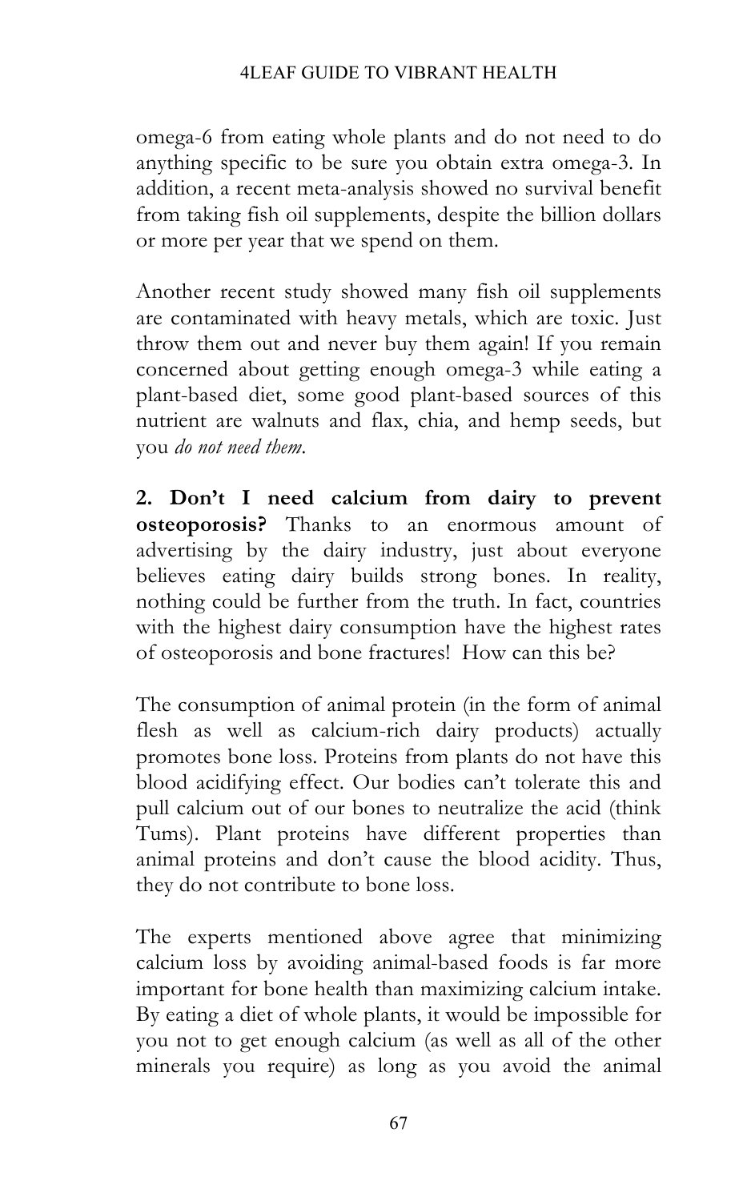omega-6 from eating whole plants and do not need to do anything specific to be sure you obtain extra omega-3. In addition, a recent meta-analysis showed no survival benefit from taking fish oil supplements, despite the billion dollars or more per year that we spend on them.

Another recent study showed many fish oil supplements are contaminated with heavy metals, which are toxic. Just throw them out and never buy them again! If you remain concerned about getting enough omega-3 while eating a plant-based diet, some good plant-based sources of this nutrient are walnuts and flax, chia, and hemp seeds, but you *do not need them.*

**2. Don't I need calcium from dairy to prevent osteoporosis?** Thanks to an enormous amount of advertising by the dairy industry, just about everyone believes eating dairy builds strong bones. In reality, nothing could be further from the truth. In fact, countries with the highest dairy consumption have the highest rates of osteoporosis and bone fractures! How can this be?

The consumption of animal protein (in the form of animal flesh as well as calcium-rich dairy products) actually promotes bone loss. Proteins from plants do not have this blood acidifying effect. Our bodies can't tolerate this and pull calcium out of our bones to neutralize the acid (think Tums). Plant proteins have different properties than animal proteins and don't cause the blood acidity. Thus, they do not contribute to bone loss.

The experts mentioned above agree that minimizing calcium loss by avoiding animal-based foods is far more important for bone health than maximizing calcium intake. By eating a diet of whole plants, it would be impossible for you not to get enough calcium (as well as all of the other minerals you require) as long as you avoid the animal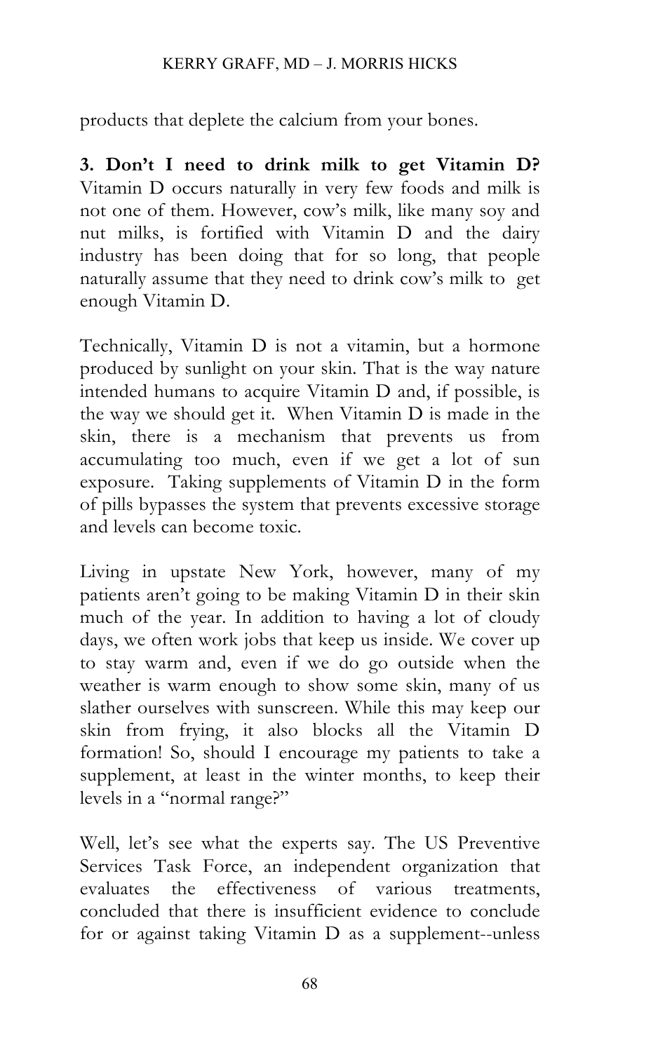products that deplete the calcium from your bones.

**3. Don't I need to drink milk to get Vitamin D?** Vitamin D occurs naturally in very few foods and milk is not one of them. However, cow's milk, like many soy and nut milks, is fortified with Vitamin D and the dairy industry has been doing that for so long, that people naturally assume that they need to drink cow's milk to get enough Vitamin D.

Technically, Vitamin D is not a vitamin, but a hormone produced by sunlight on your skin. That is the way nature intended humans to acquire Vitamin D and, if possible, is the way we should get it. When Vitamin D is made in the skin, there is a mechanism that prevents us from accumulating too much, even if we get a lot of sun exposure. Taking supplements of Vitamin D in the form of pills bypasses the system that prevents excessive storage and levels can become toxic.

Living in upstate New York, however, many of my patients aren't going to be making Vitamin D in their skin much of the year. In addition to having a lot of cloudy days, we often work jobs that keep us inside. We cover up to stay warm and, even if we do go outside when the weather is warm enough to show some skin, many of us slather ourselves with sunscreen. While this may keep our skin from frying, it also blocks all the Vitamin D formation! So, should I encourage my patients to take a supplement, at least in the winter months, to keep their levels in a "normal range?"

Well, let's see what the experts say. The US Preventive Services Task Force, an independent organization that evaluates the effectiveness of various treatments, concluded that there is insufficient evidence to conclude for or against taking Vitamin D as a supplement--unless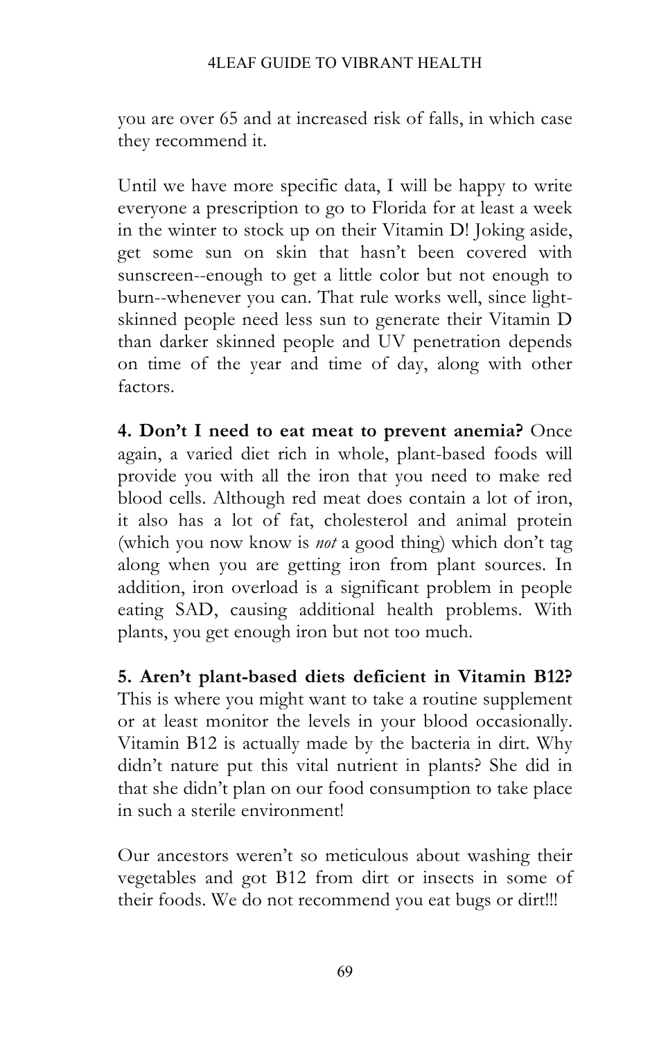you are over 65 and at increased risk of falls, in which case they recommend it.

Until we have more specific data, I will be happy to write everyone a prescription to go to Florida for at least a week in the winter to stock up on their Vitamin D! Joking aside, get some sun on skin that hasn't been covered with sunscreen--enough to get a little color but not enough to burn--whenever you can. That rule works well, since light-skinned people need less sun to generate their Vitamin D than darker skinned people and UV penetration depends on time of the year and time of day, along with other factors.

**4. Don't I need to eat meat to prevent anemia?** Once again, a varied diet rich in whole, plant-based foods will provide you with all the iron that you need to make red blood cells. Although red meat does contain a lot of iron, it also has a lot of fat, cholesterol and animal protein (which you now know is *not* a good thing) which don't tag along when you are getting iron from plant sources. In addition, iron overload is a significant problem in people eating SAD, causing additional health problems. With plants, you get enough iron but not too much.

**5. Aren't plant-based diets deficient in Vitamin B12?** This is where you might want to take a routine supplement or at least monitor the levels in your blood occasionally. Vitamin B12 is actually made by the bacteria in dirt. Why didn't nature put this vital nutrient in plants? She did in that she didn't plan on our food consumption to take place in such a sterile environment!

Our ancestors weren't so meticulous about washing their vegetables and got B12 from dirt or insects in some of their foods. We do not recommend you eat bugs or dirt!!!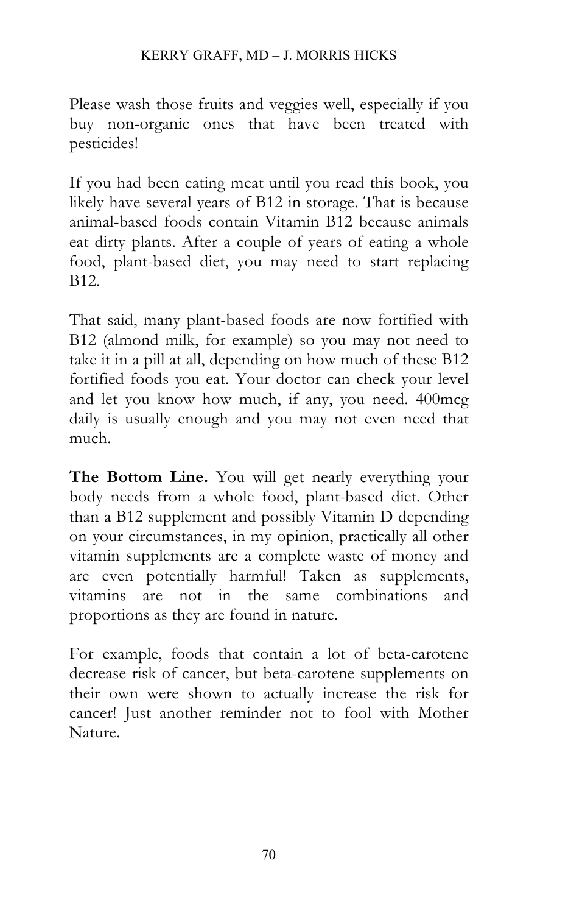Please wash those fruits and veggies well, especially if you buy non-organic ones that have been treated with pesticides!

If you had been eating meat until you read this book, you likely have several years of B12 in storage. That is because animal-based foods contain Vitamin B12 because animals eat dirty plants. After a couple of years of eating a whole food, plant-based diet, you may need to start replacing B12.

That said, many plant-based foods are now fortified with B12 (almond milk, for example) so you may not need to take it in a pill at all, depending on how much of these B12 fortified foods you eat. Your doctor can check your level and let you know how much, if any, you need. 400mcg daily is usually enough and you may not even need that much.

**The Bottom Line.** You will get nearly everything your body needs from a whole food, plant-based diet. Other than a B12 supplement and possibly Vitamin D depending on your circumstances, in my opinion, practically all other vitamin supplements are a complete waste of money and are even potentially harmful! Taken as supplements, vitamins are not in the same combinations and proportions as they are found in nature.

For example, foods that contain a lot of beta-carotene decrease risk of cancer, but beta-carotene supplements on their own were shown to actually increase the risk for cancer! Just another reminder not to fool with Mother Nature.